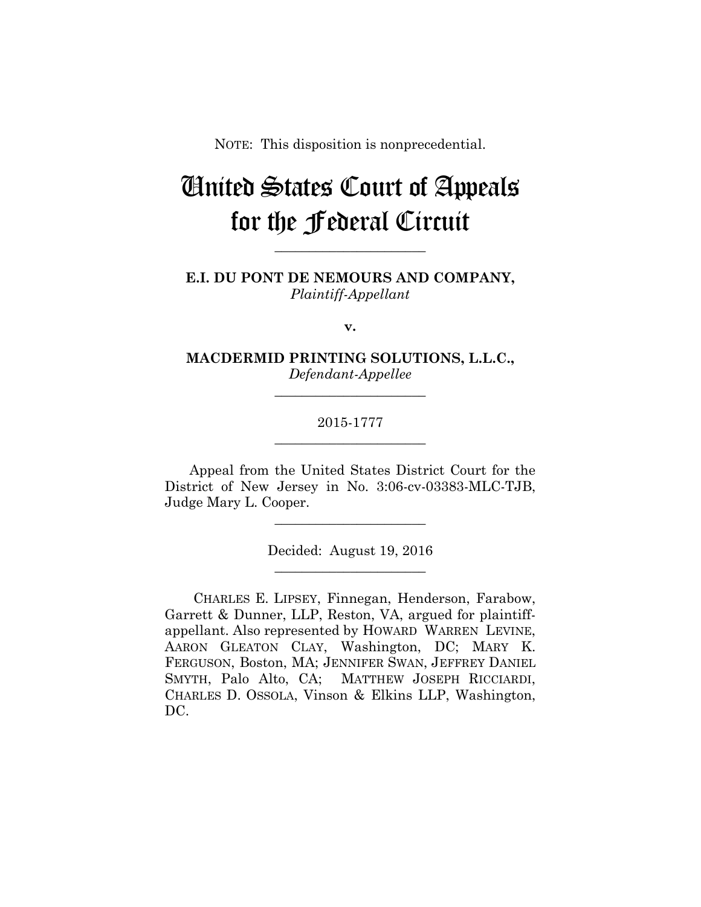NOTE: This disposition is nonprecedential.

# United States Court of Appeals for the Federal Circuit

______________________

**E.I. DU PONT DE NEMOURS AND COMPANY,**
*Plaintiff-Appellant*

**v.**

**MACDERMID PRINTING SOLUTIONS, L.L.C.,**
*Defendant-Appellee*

______________________

2015-1777

______________________

Appeal from the United States District Court for the District of New Jersey in No. 3:06-cv-03383-MLC-TJB, Judge Mary L. Cooper.

______________________

Decided: August 19, 2016

______________________

CHARLES E. LIPSEY, Finnegan, Henderson, Farabow, Garrett & Dunner, LLP, Reston, VA, argued for plaintiff-appellant. Also represented by HOWARD WARREN LEVINE, AARON GLEATON CLAY, Washington, DC; MARY K. FERGUSON, Boston, MA; JENNIFER SWAN, JEFFREY DANIEL SMYTH, Palo Alto, CA; MATTHEW JOSEPH RICCIARDI, CHARLES D. OSSOLA, Vinson & Elkins LLP, Washington, DC.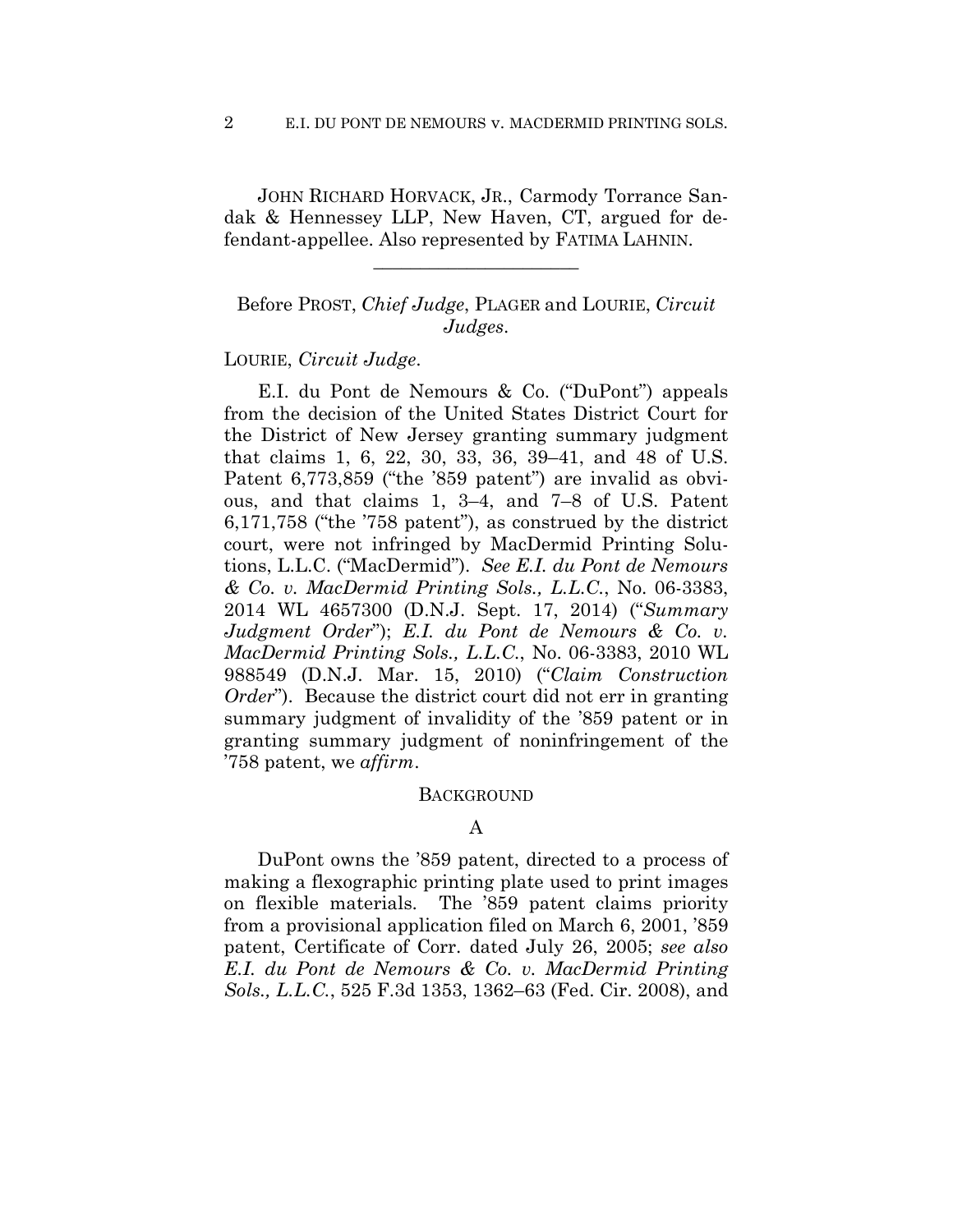JOHN RICHARD HORVACK, JR., Carmody Torrance Sandak & Hennessey LLP, New Haven, CT, argued for defendant-appellee. Also represented by FATIMA LAHNIN.

______________________

Before PROST, *Chief Judge*, PLAGER and LOURIE, *Circuit Judges*.

LOURIE, *Circuit Judge*.

E.I. du Pont de Nemours & Co. ("DuPont") appeals from the decision of the United States District Court for the District of New Jersey granting summary judgment that claims 1, 6, 22, 30, 33, 36, 39–41, and 48 of U.S. Patent 6,773,859 ("the '859 patent") are invalid as obvious, and that claims 1, 3–4, and 7–8 of U.S. Patent 6,171,758 ("the '758 patent"), as construed by the district court, were not infringed by MacDermid Printing Solutions, L.L.C. ("MacDermid"). *See E.I. du Pont de Nemours & Co. v. MacDermid Printing Sols., L.L.C.*, No. 06-3383, 2014 WL 4657300 (D.N.J. Sept. 17, 2014) ("*Summary Judgment Order*"); *E.I. du Pont de Nemours & Co. v. MacDermid Printing Sols., L.L.C.*, No. 06-3383, 2010 WL 988549 (D.N.J. Mar. 15, 2010) ("*Claim Construction Order*"). Because the district court did not err in granting summary judgment of invalidity of the '859 patent or in granting summary judgment of noninfringement of the '758 patent, we *affirm*.

BACKGROUND

A

DuPont owns the '859 patent, directed to a process of making a flexographic printing plate used to print images on flexible materials. The '859 patent claims priority from a provisional application filed on March 6, 2001, '859 patent, Certificate of Corr. dated July 26, 2005; *see also E.I. du Pont de Nemours & Co. v. MacDermid Printing Sols., L.L.C.*, 525 F.3d 1353, 1362–63 (Fed. Cir. 2008), and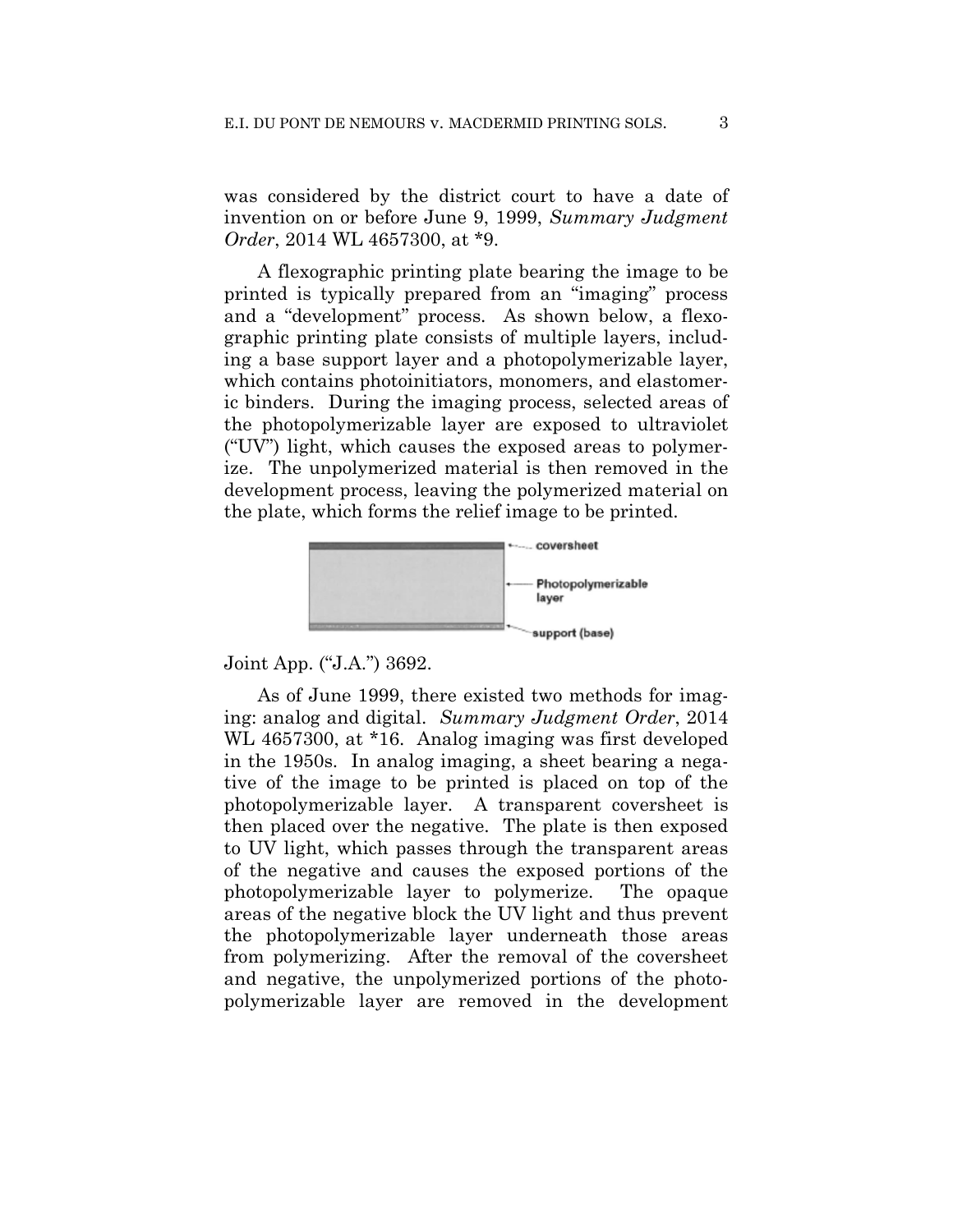was considered by the district court to have a date of invention on or before June 9, 1999, *Summary Judgment Order*, 2014 WL 4657300, at *9.

A flexographic printing plate bearing the image to be printed is typically prepared from an "imaging" process and a "development" process. As shown below, a flexographic printing plate consists of multiple layers, including a base support layer and a photopolymerizable layer, which contains photoinitiators, monomers, and elastomeric binders. During the imaging process, selected areas of the photopolymerizable layer are exposed to ultraviolet ("UV") light, which causes the exposed areas to polymerize. The unpolymerized material is then removed in the development process, leaving the polymerized material on the plate, which forms the relief image to be printed.

coversheet

Photopolymerizable layer

support (base)

Joint App. ("J.A.") 3692.

As of June 1999, there existed two methods for imaging: analog and digital. *Summary Judgment Order*, 2014 WL 4657300, at *16. Analog imaging was first developed in the 1950s. In analog imaging, a sheet bearing a negative of the image to be printed is placed on top of the photopolymerizable layer. A transparent coversheet is then placed over the negative. The plate is then exposed to UV light, which passes through the transparent areas of the negative and causes the exposed portions of the photopolymerizable layer to polymerize. The opaque areas of the negative block the UV light and thus prevent the photopolymerizable layer underneath those areas from polymerizing. After the removal of the coversheet and negative, the unpolymerized portions of the photopolymerizable layer are removed in the development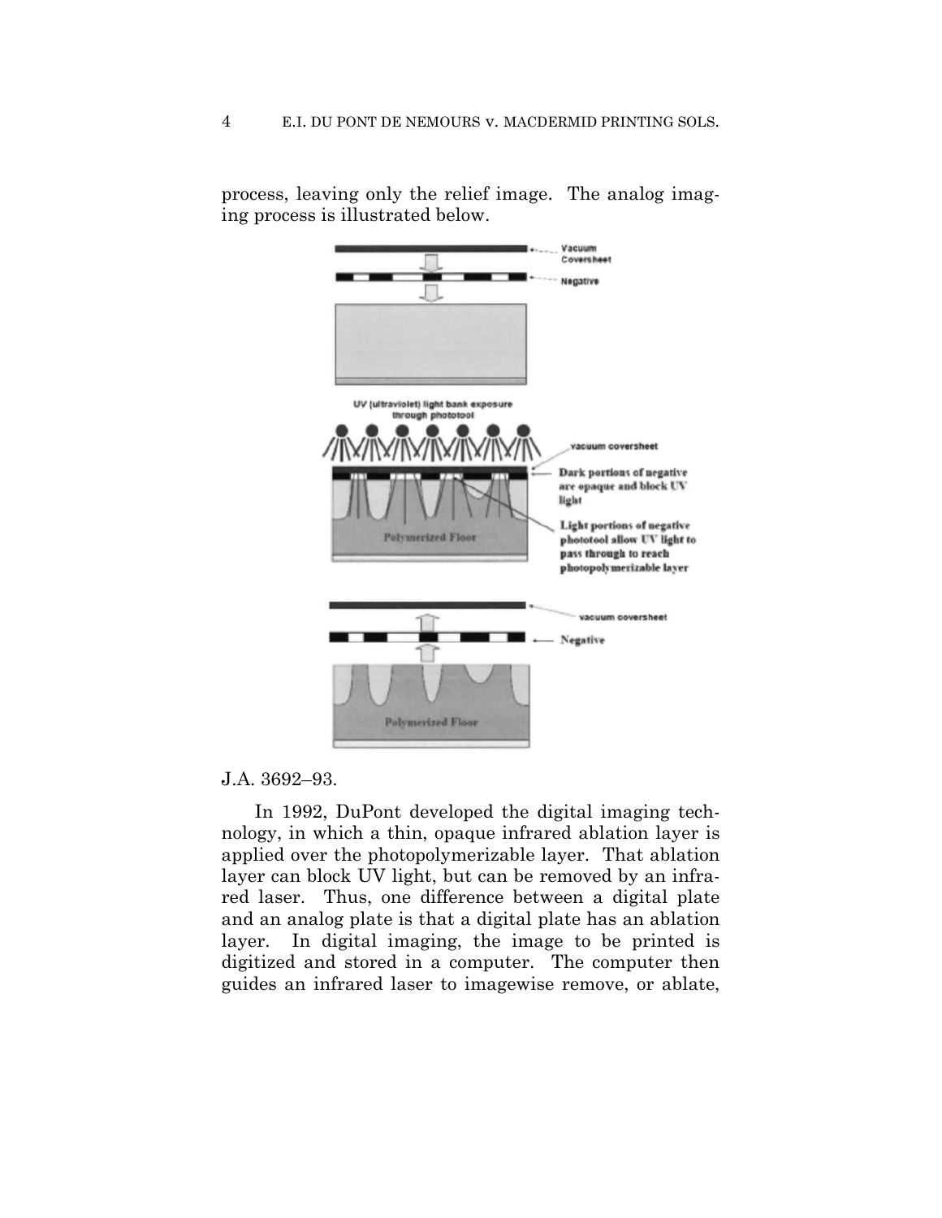process, leaving only the relief image. The analog imaging process is illustrated below.

J.A. 3692–93.

In 1992, DuPont developed the digital imaging technology, in which a thin, opaque infrared ablation layer is applied over the photopolymerizable layer. That ablation layer can block UV light, but can be removed by an infrared laser. Thus, one difference between a digital plate and an analog plate is that a digital plate has an ablation layer. In digital imaging, the image to be printed is digitized and stored in a computer. The computer then guides an infrared laser to imagewise remove, or ablate,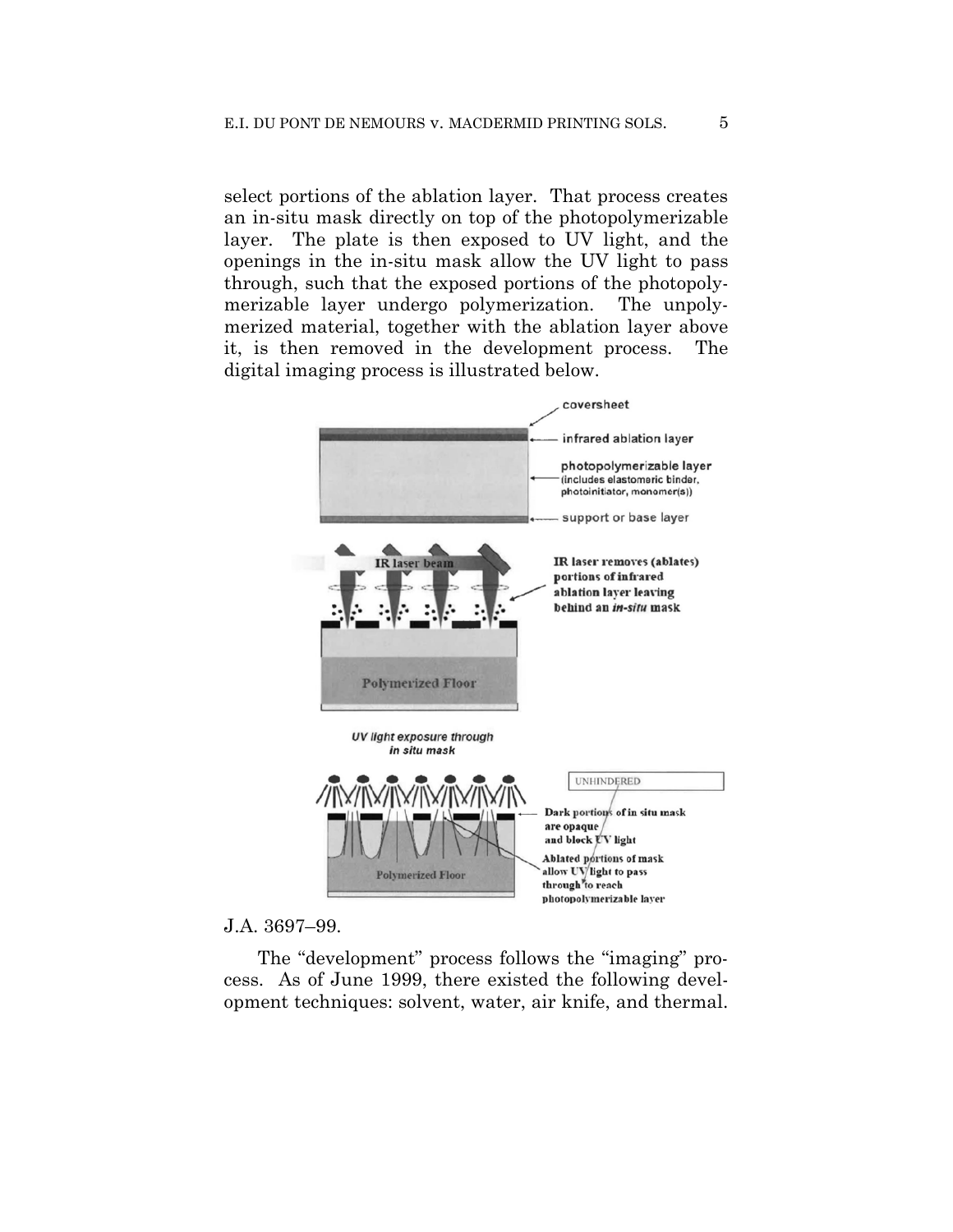select portions of the ablation layer. That process creates an in-situ mask directly on top of the photopolymerizable layer. The plate is then exposed to UV light, and the openings in the in-situ mask allow the UV light to pass through, such that the exposed portions of the photopolymerizable layer undergo polymerization. The unpolymerized material, together with the ablation layer above it, is then removed in the development process. The digital imaging process is illustrated below.

J.A. 3697–99.

The "development" process follows the "imaging" process. As of June 1999, there existed the following development techniques: solvent, water, air knife, and thermal.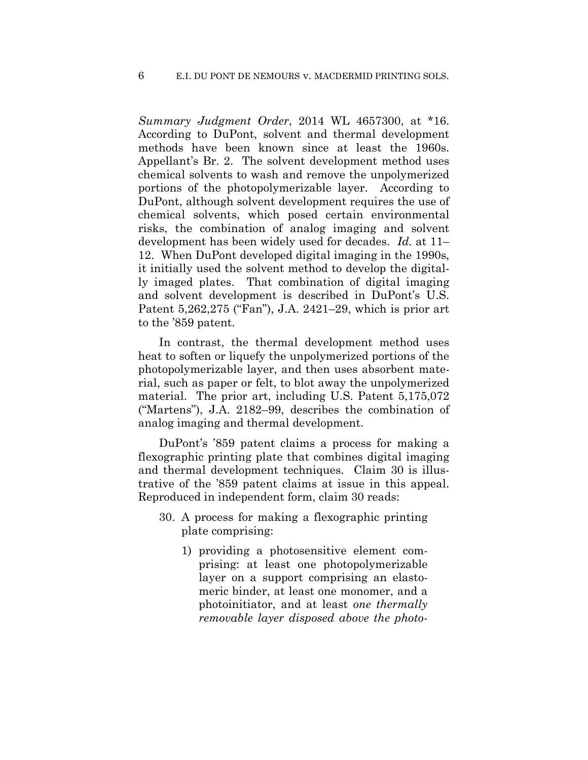*Summary Judgment Order*, 2014 WL 4657300, at *16. According to DuPont, solvent and thermal development methods have been known since at least the 1960s. Appellant's Br. 2. The solvent development method uses chemical solvents to wash and remove the unpolymerized portions of the photopolymerizable layer. According to DuPont, although solvent development requires the use of chemical solvents, which posed certain environmental risks, the combination of analog imaging and solvent development has been widely used for decades. *Id.* at 11–12. When DuPont developed digital imaging in the 1990s, it initially used the solvent method to develop the digitally imaged plates. That combination of digital imaging and solvent development is described in DuPont's U.S. Patent 5,262,275 ("Fan"), J.A. 2421–29, which is prior art to the '859 patent.

In contrast, the thermal development method uses heat to soften or liquefy the unpolymerized portions of the photopolymerizable layer, and then uses absorbent material, such as paper or felt, to blot away the unpolymerized material. The prior art, including U.S. Patent 5,175,072 ("Martens"), J.A. 2182–99, describes the combination of analog imaging and thermal development.

DuPont's '859 patent claims a process for making a flexographic printing plate that combines digital imaging and thermal development techniques. Claim 30 is illustrative of the '859 patent claims at issue in this appeal. Reproduced in independent form, claim 30 reads:

> 30. A process for making a flexographic printing plate comprising:
>
> 1) providing a photosensitive element comprising: at least one photopolymerizable layer on a support comprising an elastomeric binder, at least one monomer, and a photoinitiator, and at least *one thermally removable layer disposed above the photo-*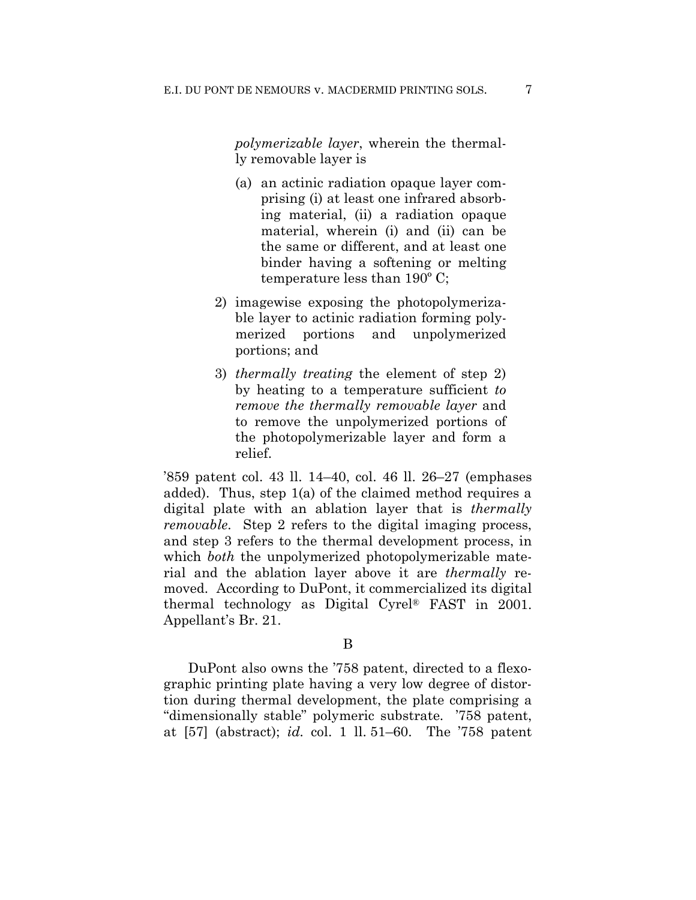> *polymerizable layer*, wherein the thermally removable layer is
>
> > (a) an actinic radiation opaque layer comprising (i) at least one infrared absorbing material, (ii) a radiation opaque material, wherein (i) and (ii) can be the same or different, and at least one binder having a softening or melting temperature less than 190º C;
>
> 2) imagewise exposing the photopolymerizable layer to actinic radiation forming polymerized portions and unpolymerized portions; and
>
> 3) *thermally treating* the element of step 2) by heating to a temperature sufficient *to remove the thermally removable layer* and to remove the unpolymerized portions of the photopolymerizable layer and form a relief.

'859 patent col. 43 ll. 14–40, col. 46 ll. 26–27 (emphases added). Thus, step 1(a) of the claimed method requires a digital plate with an ablation layer that is *thermally removable*. Step 2 refers to the digital imaging process, and step 3 refers to the thermal development process, in which *both* the unpolymerized photopolymerizable material and the ablation layer above it are *thermally* removed. According to DuPont, it commercialized its digital thermal technology as Digital Cyrel® FAST in 2001. Appellant's Br. 21.

B

DuPont also owns the '758 patent, directed to a flexographic printing plate having a very low degree of distortion during thermal development, the plate comprising a "dimensionally stable" polymeric substrate. '758 patent, at [57] (abstract); *id.* col. 1 ll. 51–60. The '758 patent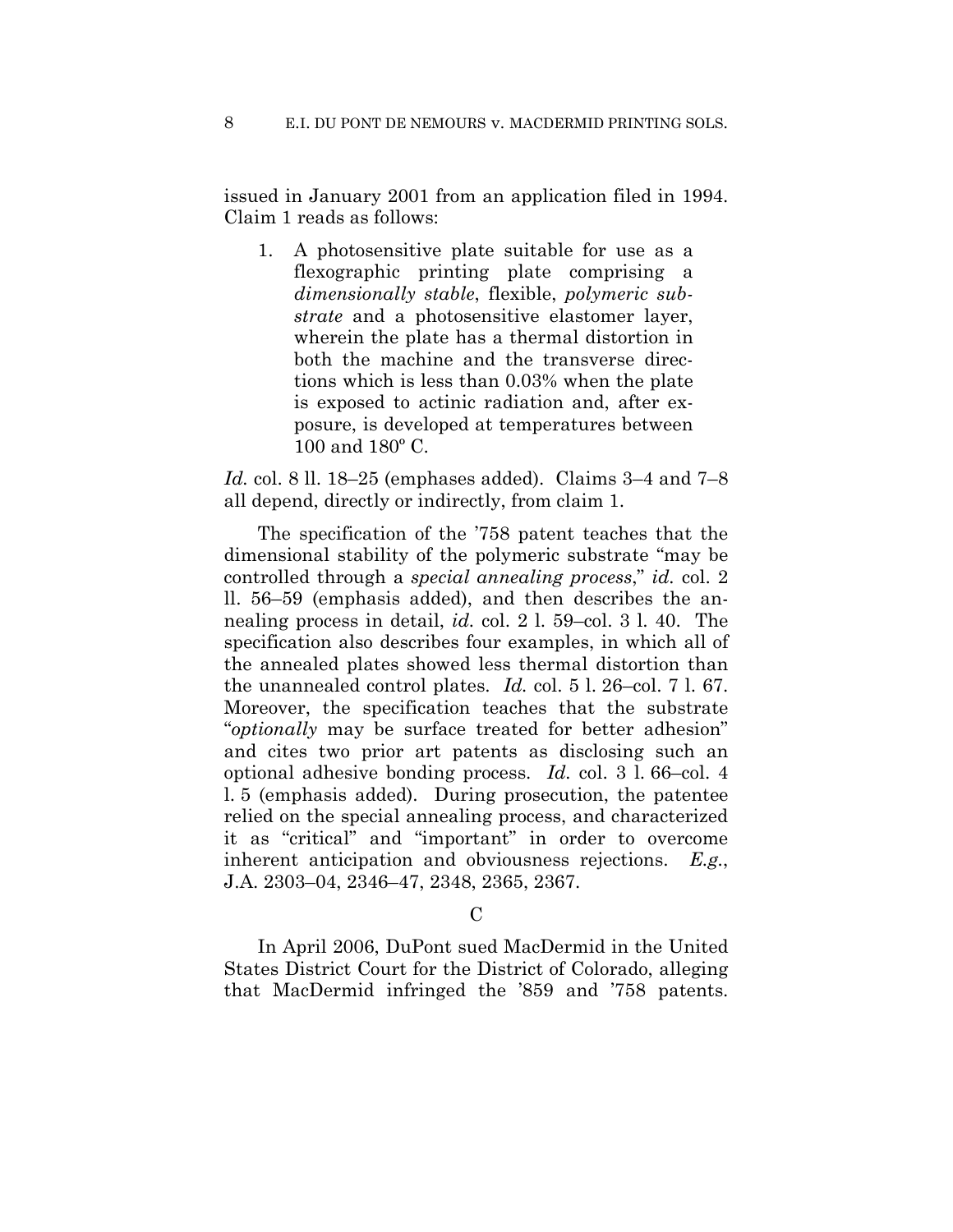issued in January 2001 from an application filed in 1994. Claim 1 reads as follows:

> 1. A photosensitive plate suitable for use as a flexographic printing plate comprising a *dimensionally stable*, flexible, *polymeric substrate* and a photosensitive elastomer layer, wherein the plate has a thermal distortion in both the machine and the transverse directions which is less than 0.03% when the plate is exposed to actinic radiation and, after exposure, is developed at temperatures between 100 and 180º C.

*Id.* col. 8 ll. 18–25 (emphases added). Claims 3–4 and 7–8 all depend, directly or indirectly, from claim 1.

The specification of the '758 patent teaches that the dimensional stability of the polymeric substrate "may be controlled through a *special annealing process*," *id.* col. 2 ll. 56–59 (emphasis added), and then describes the annealing process in detail, *id.* col. 2 l. 59–col. 3 l. 40. The specification also describes four examples, in which all of the annealed plates showed less thermal distortion than the unannealed control plates. *Id.* col. 5 l. 26–col. 7 l. 67. Moreover, the specification teaches that the substrate "*optionally* may be surface treated for better adhesion" and cites two prior art patents as disclosing such an optional adhesive bonding process. *Id.* col. 3 l. 66–col. 4 l. 5 (emphasis added). During prosecution, the patentee relied on the special annealing process, and characterized it as "critical" and "important" in order to overcome inherent anticipation and obviousness rejections. *E.g.*, J.A. 2303–04, 2346–47, 2348, 2365, 2367.

C

In April 2006, DuPont sued MacDermid in the United States District Court for the District of Colorado, alleging that MacDermid infringed the '859 and '758 patents.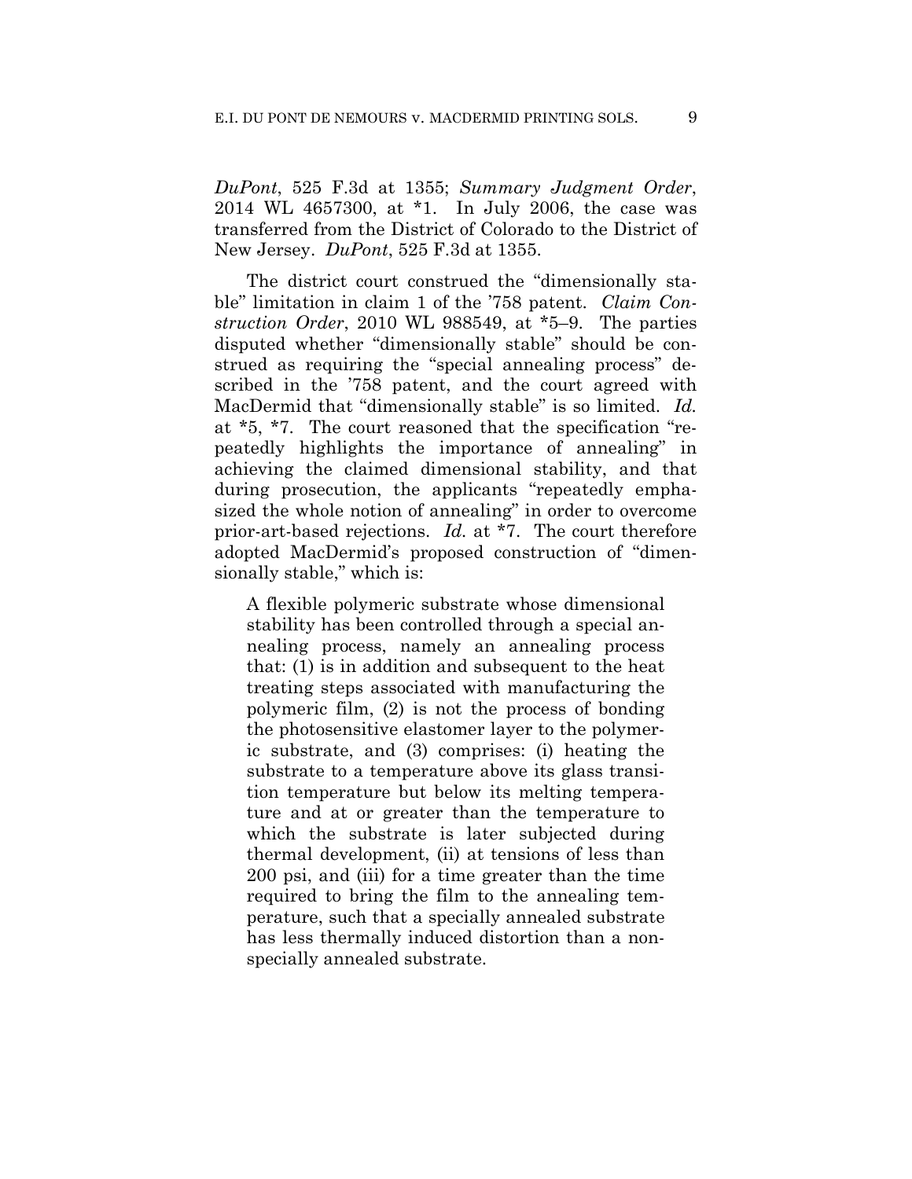*DuPont*, 525 F.3d at 1355; *Summary Judgment Order*, 2014 WL 4657300, at *1. In July 2006, the case was transferred from the District of Colorado to the District of New Jersey. *DuPont*, 525 F.3d at 1355.

The district court construed the "dimensionally stable" limitation in claim 1 of the '758 patent. *Claim Construction Order*, 2010 WL 988549, at *5–9. The parties disputed whether "dimensionally stable" should be construed as requiring the "special annealing process" described in the '758 patent, and the court agreed with MacDermid that "dimensionally stable" is so limited. *Id.* at *5, *7. The court reasoned that the specification "repeatedly highlights the importance of annealing" in achieving the claimed dimensional stability, and that during prosecution, the applicants "repeatedly emphasized the whole notion of annealing" in order to overcome prior-art-based rejections. *Id.* at *7. The court therefore adopted MacDermid's proposed construction of "dimensionally stable," which is:

> A flexible polymeric substrate whose dimensional stability has been controlled through a special annealing process, namely an annealing process that: (1) is in addition and subsequent to the heat treating steps associated with manufacturing the polymeric film, (2) is not the process of bonding the photosensitive elastomer layer to the polymeric substrate, and (3) comprises: (i) heating the substrate to a temperature above its glass transition temperature but below its melting temperature and at or greater than the temperature to which the substrate is later subjected during thermal development, (ii) at tensions of less than 200 psi, and (iii) for a time greater than the time required to bring the film to the annealing temperature, such that a specially annealed substrate has less thermally induced distortion than a non-specially annealed substrate.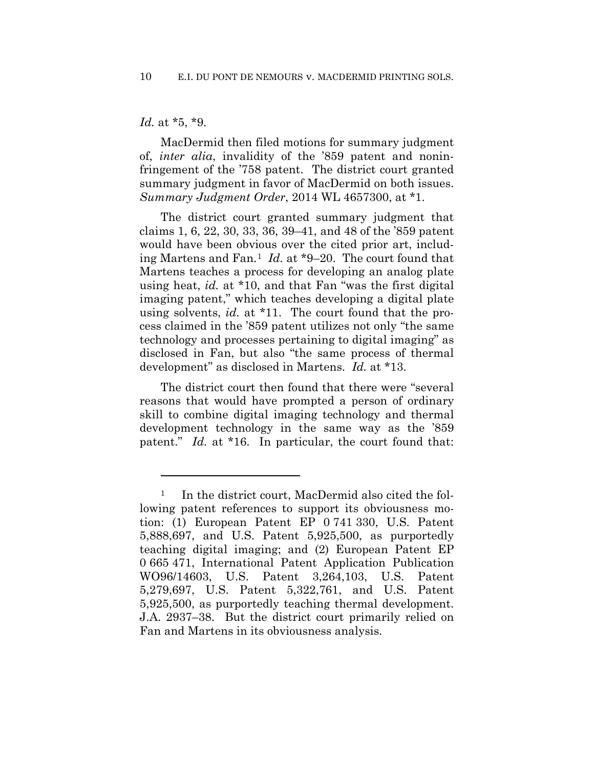*Id.* at *5, *9.

MacDermid then filed motions for summary judgment of, *inter alia*, invalidity of the '859 patent and noninfringement of the '758 patent. The district court granted summary judgment in favor of MacDermid on both issues. *Summary Judgment Order*, 2014 WL 4657300, at *1.

The district court granted summary judgment that claims 1, 6, 22, 30, 33, 36, 39–41, and 48 of the '859 patent would have been obvious over the cited prior art, including Martens and Fan.[1] *Id.* at *9–20. The court found that Martens teaches a process for developing an analog plate using heat, *id.* at *10, and that Fan "was the first digital imaging patent," which teaches developing a digital plate using solvents, *id.* at *11. The court found that the process claimed in the '859 patent utilizes not only "the same technology and processes pertaining to digital imaging" as disclosed in Fan, but also "the same process of thermal development" as disclosed in Martens. *Id.* at *13.

The district court then found that there were "several reasons that would have prompted a person of ordinary skill to combine digital imaging technology and thermal development technology in the same way as the '859 patent." *Id.* at *16. In particular, the court found that:

---

[1] In the district court, MacDermid also cited the following patent references to support its obviousness motion: (1) European Patent EP 0 741 330, U.S. Patent 5,888,697, and U.S. Patent 5,925,500, as purportedly teaching digital imaging; and (2) European Patent EP 0 665 471, International Patent Application Publication WO96/14603, U.S. Patent 3,264,103, U.S. Patent 5,279,697, U.S. Patent 5,322,761, and U.S. Patent 5,925,500, as purportedly teaching thermal development. J.A. 2937–38. But the district court primarily relied on Fan and Martens in its obviousness analysis.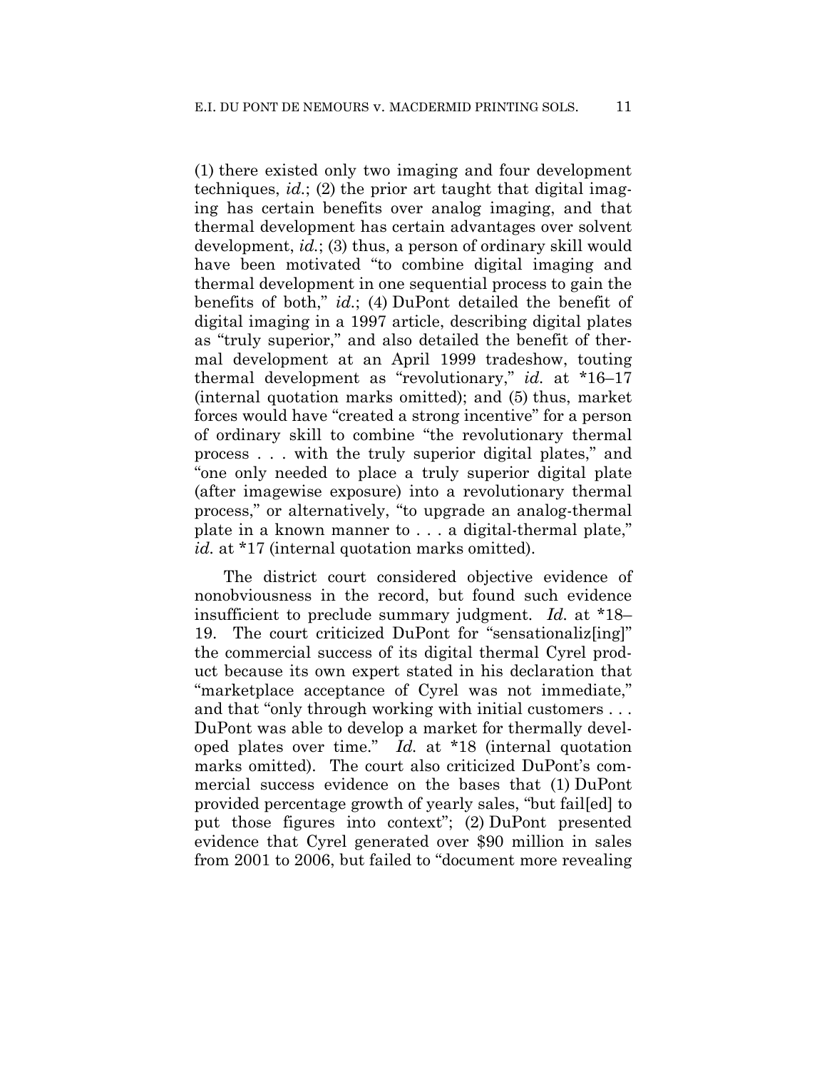(1) there existed only two imaging and four development techniques, *id.*; (2) the prior art taught that digital imaging has certain benefits over analog imaging, and that thermal development has certain advantages over solvent development, *id.*; (3) thus, a person of ordinary skill would have been motivated "to combine digital imaging and thermal development in one sequential process to gain the benefits of both," *id.*; (4) DuPont detailed the benefit of digital imaging in a 1997 article, describing digital plates as "truly superior," and also detailed the benefit of thermal development at an April 1999 tradeshow, touting thermal development as "revolutionary," *id.* at *16–17 (internal quotation marks omitted); and (5) thus, market forces would have "created a strong incentive" for a person of ordinary skill to combine "the revolutionary thermal process . . . with the truly superior digital plates," and "one only needed to place a truly superior digital plate (after imagewise exposure) into a revolutionary thermal process," or alternatively, "to upgrade an analog-thermal plate in a known manner to . . . a digital-thermal plate," *id.* at *17 (internal quotation marks omitted).

The district court considered objective evidence of nonobviousness in the record, but found such evidence insufficient to preclude summary judgment. *Id.* at *18–19. The court criticized DuPont for "sensationaliz[ing]" the commercial success of its digital thermal Cyrel product because its own expert stated in his declaration that "marketplace acceptance of Cyrel was not immediate," and that "only through working with initial customers . . . DuPont was able to develop a market for thermally developed plates over time." *Id.* at *18 (internal quotation marks omitted). The court also criticized DuPont's commercial success evidence on the bases that (1) DuPont provided percentage growth of yearly sales, "but fail[ed] to put those figures into context"; (2) DuPont presented evidence that Cyrel generated over $90 million in sales from 2001 to 2006, but failed to "document more revealing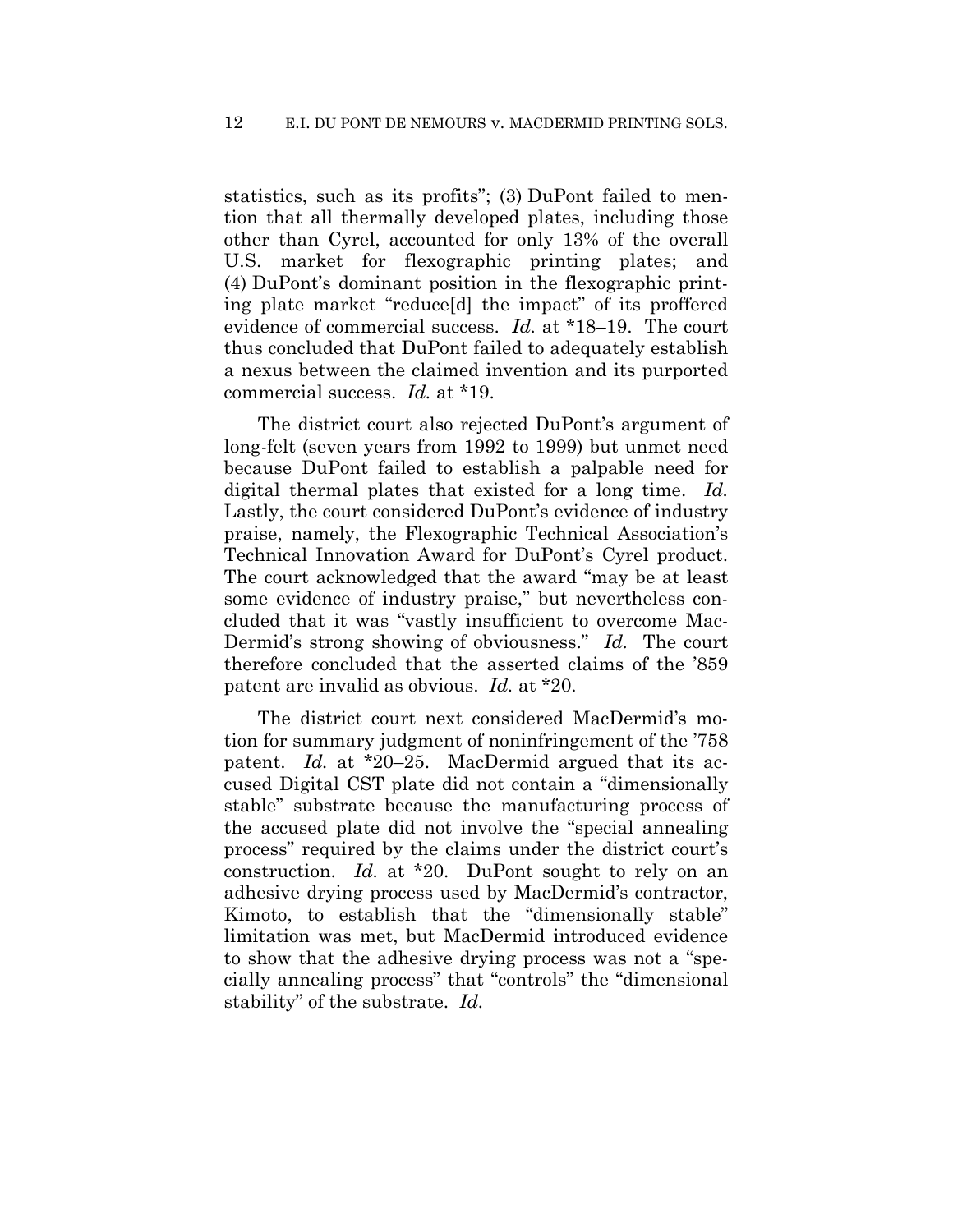statistics, such as its profits"; (3) DuPont failed to mention that all thermally developed plates, including those other than Cyrel, accounted for only 13% of the overall U.S. market for flexographic printing plates; and (4) DuPont's dominant position in the flexographic printing plate market "reduce[d] the impact" of its proffered evidence of commercial success. *Id.* at \*18–19. The court thus concluded that DuPont failed to adequately establish a nexus between the claimed invention and its purported commercial success. *Id.* at \*19.

The district court also rejected DuPont's argument of long-felt (seven years from 1992 to 1999) but unmet need because DuPont failed to establish a palpable need for digital thermal plates that existed for a long time. *Id.* Lastly, the court considered DuPont's evidence of industry praise, namely, the Flexographic Technical Association's Technical Innovation Award for DuPont's Cyrel product. The court acknowledged that the award "may be at least some evidence of industry praise," but nevertheless concluded that it was "vastly insufficient to overcome MacDermid's strong showing of obviousness." *Id.* The court therefore concluded that the asserted claims of the '859 patent are invalid as obvious. *Id.* at \*20.

The district court next considered MacDermid's motion for summary judgment of noninfringement of the '758 patent. *Id.* at \*20–25. MacDermid argued that its accused Digital CST plate did not contain a "dimensionally stable" substrate because the manufacturing process of the accused plate did not involve the "special annealing process" required by the claims under the district court's construction. *Id.* at \*20. DuPont sought to rely on an adhesive drying process used by MacDermid's contractor, Kimoto, to establish that the "dimensionally stable" limitation was met, but MacDermid introduced evidence to show that the adhesive drying process was not a "specially annealing process" that "controls" the "dimensional stability" of the substrate. *Id.*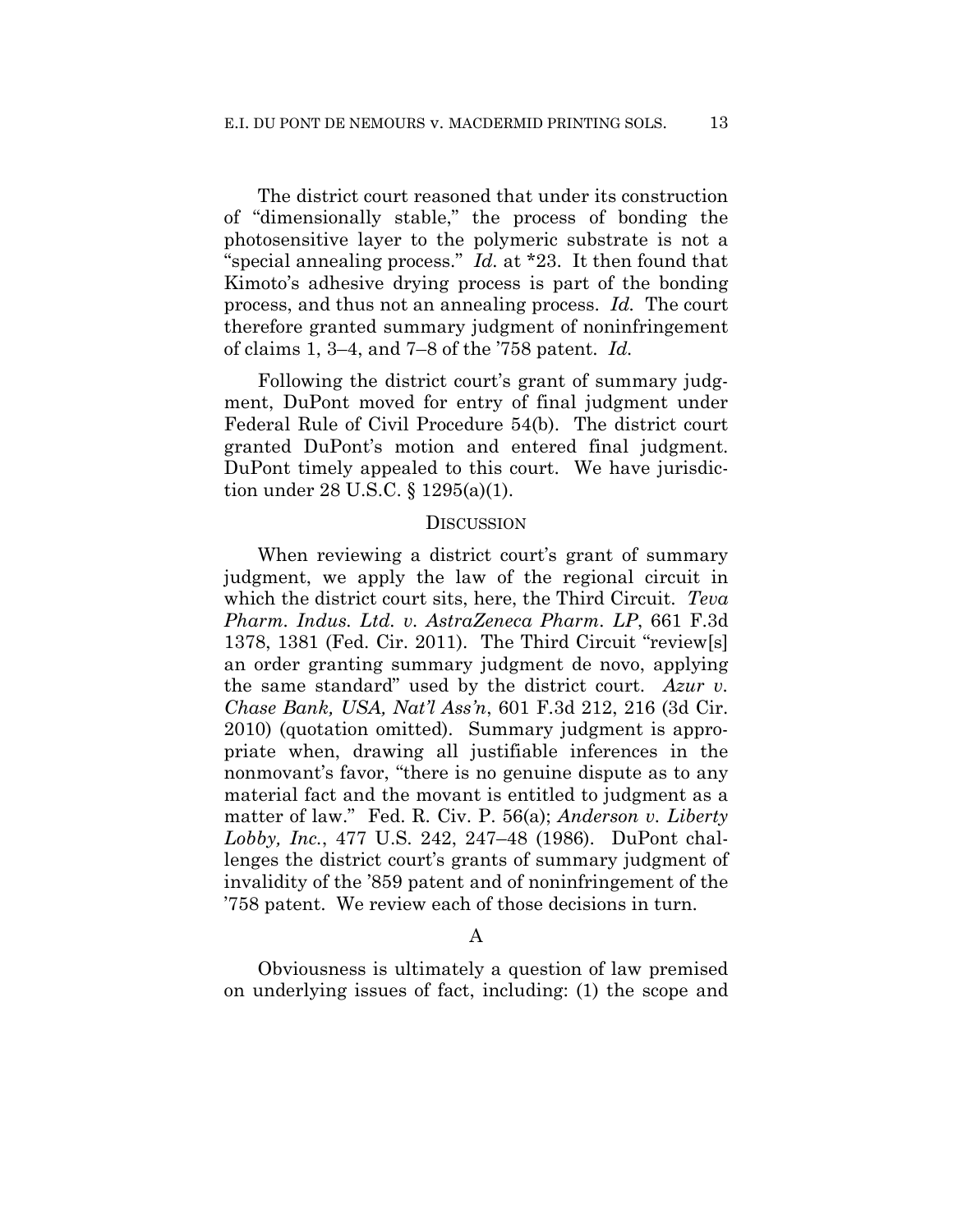The district court reasoned that under its construction of "dimensionally stable," the process of bonding the photosensitive layer to the polymeric substrate is not a "special annealing process." *Id.* at *23. It then found that Kimoto's adhesive drying process is part of the bonding process, and thus not an annealing process. *Id.* The court therefore granted summary judgment of noninfringement of claims 1, 3–4, and 7–8 of the '758 patent. *Id.*

Following the district court's grant of summary judgment, DuPont moved for entry of final judgment under Federal Rule of Civil Procedure 54(b). The district court granted DuPont's motion and entered final judgment. DuPont timely appealed to this court. We have jurisdiction under 28 U.S.C. § 1295(a)(1).

## DISCUSSION

When reviewing a district court's grant of summary judgment, we apply the law of the regional circuit in which the district court sits, here, the Third Circuit. *Teva Pharm. Indus. Ltd. v. AstraZeneca Pharm. LP*, 661 F.3d 1378, 1381 (Fed. Cir. 2011). The Third Circuit "review[s] an order granting summary judgment de novo, applying the same standard" used by the district court. *Azur v. Chase Bank, USA, Nat'l Ass'n*, 601 F.3d 212, 216 (3d Cir. 2010) (quotation omitted). Summary judgment is appropriate when, drawing all justifiable inferences in the nonmovant's favor, "there is no genuine dispute as to any material fact and the movant is entitled to judgment as a matter of law." Fed. R. Civ. P. 56(a); *Anderson v. Liberty Lobby, Inc.*, 477 U.S. 242, 247–48 (1986). DuPont challenges the district court's grants of summary judgment of invalidity of the '859 patent and of noninfringement of the '758 patent. We review each of those decisions in turn.

### A

Obviousness is ultimately a question of law premised on underlying issues of fact, including: (1) the scope and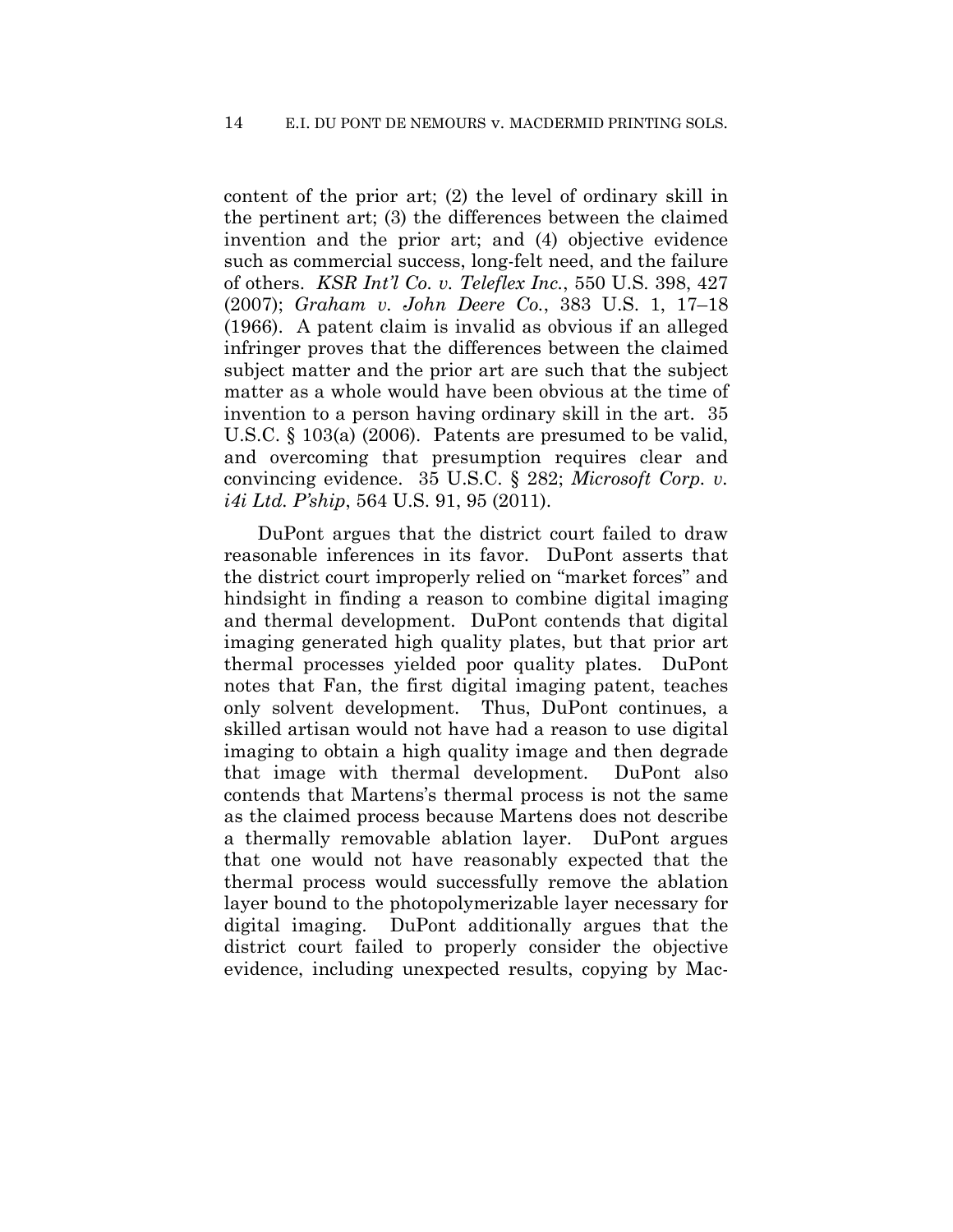content of the prior art; (2) the level of ordinary skill in the pertinent art; (3) the differences between the claimed invention and the prior art; and (4) objective evidence such as commercial success, long-felt need, and the failure of others. *KSR Int'l Co. v. Teleflex Inc.*, 550 U.S. 398, 427 (2007); *Graham v. John Deere Co.*, 383 U.S. 1, 17–18 (1966). A patent claim is invalid as obvious if an alleged infringer proves that the differences between the claimed subject matter and the prior art are such that the subject matter as a whole would have been obvious at the time of invention to a person having ordinary skill in the art. 35 U.S.C. § 103(a) (2006). Patents are presumed to be valid, and overcoming that presumption requires clear and convincing evidence. 35 U.S.C. § 282; *Microsoft Corp. v. i4i Ltd. P'ship*, 564 U.S. 91, 95 (2011).

DuPont argues that the district court failed to draw reasonable inferences in its favor. DuPont asserts that the district court improperly relied on "market forces" and hindsight in finding a reason to combine digital imaging and thermal development. DuPont contends that digital imaging generated high quality plates, but that prior art thermal processes yielded poor quality plates. DuPont notes that Fan, the first digital imaging patent, teaches only solvent development. Thus, DuPont continues, a skilled artisan would not have had a reason to use digital imaging to obtain a high quality image and then degrade that image with thermal development. DuPont also contends that Martens's thermal process is not the same as the claimed process because Martens does not describe a thermally removable ablation layer. DuPont argues that one would not have reasonably expected that the thermal process would successfully remove the ablation layer bound to the photopolymerizable layer necessary for digital imaging. DuPont additionally argues that the district court failed to properly consider the objective evidence, including unexpected results, copying by Mac-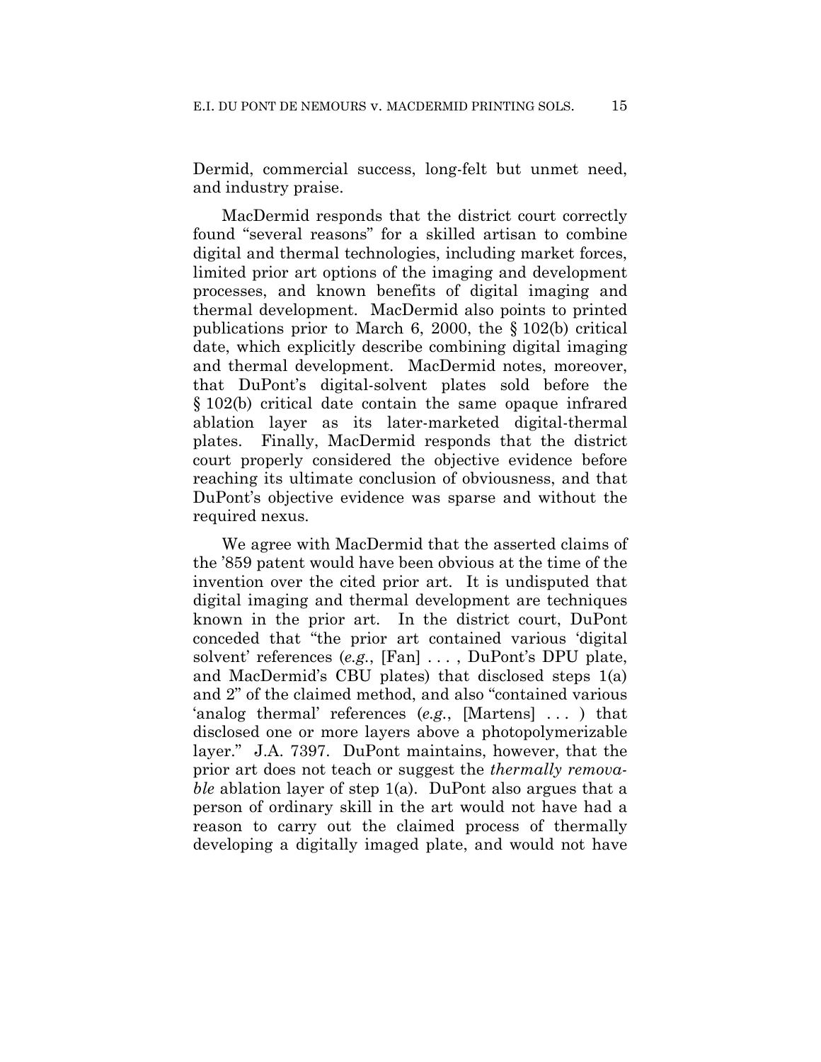Dermid, commercial success, long-felt but unmet need, and industry praise.

MacDermid responds that the district court correctly found "several reasons" for a skilled artisan to combine digital and thermal technologies, including market forces, limited prior art options of the imaging and development processes, and known benefits of digital imaging and thermal development. MacDermid also points to printed publications prior to March 6, 2000, the § 102(b) critical date, which explicitly describe combining digital imaging and thermal development. MacDermid notes, moreover, that DuPont's digital-solvent plates sold before the § 102(b) critical date contain the same opaque infrared ablation layer as its later-marketed digital-thermal plates. Finally, MacDermid responds that the district court properly considered the objective evidence before reaching its ultimate conclusion of obviousness, and that DuPont's objective evidence was sparse and without the required nexus.

We agree with MacDermid that the asserted claims of the '859 patent would have been obvious at the time of the invention over the cited prior art. It is undisputed that digital imaging and thermal development are techniques known in the prior art. In the district court, DuPont conceded that "the prior art contained various 'digital solvent' references (*e.g.*, [Fan] . . . , DuPont's DPU plate, and MacDermid's CBU plates) that disclosed steps 1(a) and 2" of the claimed method, and also "contained various 'analog thermal' references (*e.g.*, [Martens] . . . ) that disclosed one or more layers above a photopolymerizable layer." J.A. 7397. DuPont maintains, however, that the prior art does not teach or suggest the *thermally removable* ablation layer of step 1(a). DuPont also argues that a person of ordinary skill in the art would not have had a reason to carry out the claimed process of thermally developing a digitally imaged plate, and would not have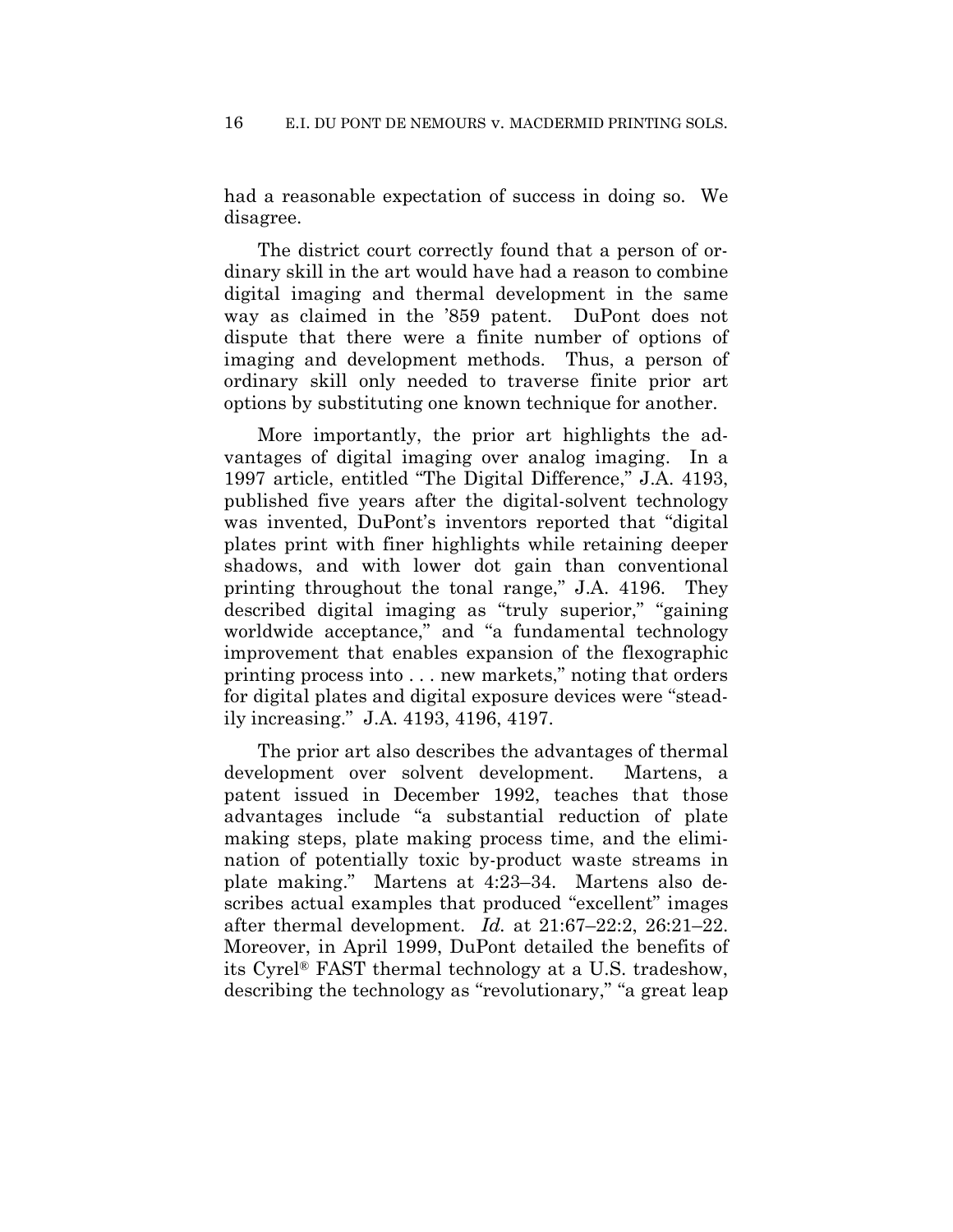had a reasonable expectation of success in doing so. We disagree.

The district court correctly found that a person of ordinary skill in the art would have had a reason to combine digital imaging and thermal development in the same way as claimed in the '859 patent. DuPont does not dispute that there were a finite number of options of imaging and development methods. Thus, a person of ordinary skill only needed to traverse finite prior art options by substituting one known technique for another.

More importantly, the prior art highlights the advantages of digital imaging over analog imaging. In a 1997 article, entitled "The Digital Difference," J.A. 4193, published five years after the digital-solvent technology was invented, DuPont's inventors reported that "digital plates print with finer highlights while retaining deeper shadows, and with lower dot gain than conventional printing throughout the tonal range," J.A. 4196. They described digital imaging as "truly superior," "gaining worldwide acceptance," and "a fundamental technology improvement that enables expansion of the flexographic printing process into . . . new markets," noting that orders for digital plates and digital exposure devices were "steadily increasing." J.A. 4193, 4196, 4197.

The prior art also describes the advantages of thermal development over solvent development. Martens, a patent issued in December 1992, teaches that those advantages include "a substantial reduction of plate making steps, plate making process time, and the elimination of potentially toxic by-product waste streams in plate making." Martens at 4:23–34. Martens also describes actual examples that produced "excellent" images after thermal development. *Id.* at 21:67–22:2, 26:21–22. Moreover, in April 1999, DuPont detailed the benefits of its Cyrel® FAST thermal technology at a U.S. tradeshow, describing the technology as "revolutionary," "a great leap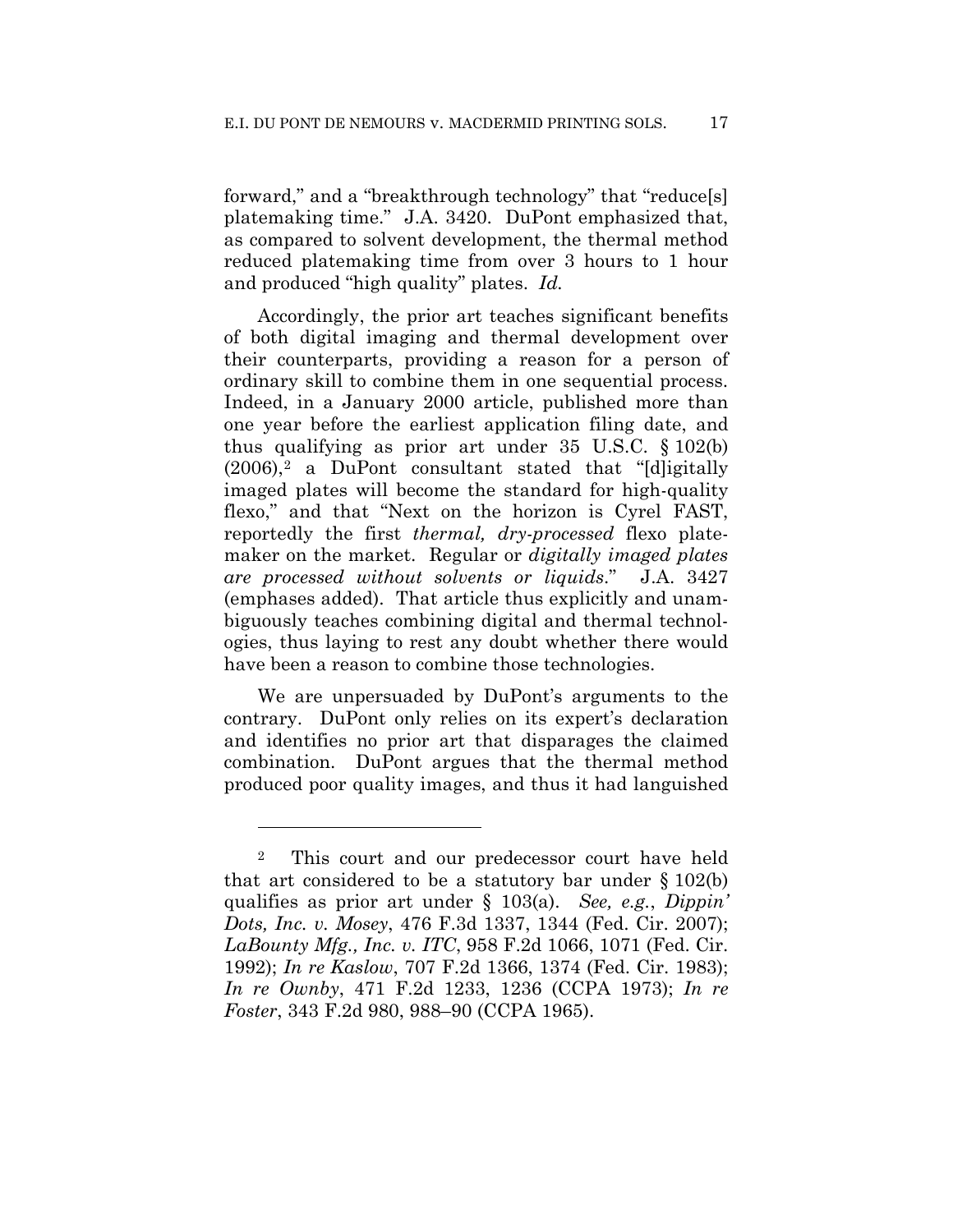forward," and a "breakthrough technology" that "reduce[s] platemaking time." J.A. 3420. DuPont emphasized that, as compared to solvent development, the thermal method reduced platemaking time from over 3 hours to 1 hour and produced "high quality" plates. *Id.*

Accordingly, the prior art teaches significant benefits of both digital imaging and thermal development over their counterparts, providing a reason for a person of ordinary skill to combine them in one sequential process. Indeed, in a January 2000 article, published more than one year before the earliest application filing date, and thus qualifying as prior art under 35 U.S.C. § 102(b) (2006),[2] a DuPont consultant stated that "[d]igitally imaged plates will become the standard for high-quality flexo," and that "Next on the horizon is Cyrel FAST, reportedly the first *thermal, dry-processed* flexo platemaker on the market. Regular or *digitally imaged plates are processed without solvents or liquids*." J.A. 3427 (emphases added). That article thus explicitly and unambiguously teaches combining digital and thermal technologies, thus laying to rest any doubt whether there would have been a reason to combine those technologies.

We are unpersuaded by DuPont's arguments to the contrary. DuPont only relies on its expert's declaration and identifies no prior art that disparages the claimed combination. DuPont argues that the thermal method produced poor quality images, and thus it had languished

---

[2] This court and our predecessor court have held that art considered to be a statutory bar under § 102(b) qualifies as prior art under § 103(a). *See, e.g.*, *Dippin' Dots, Inc. v. Mosey*, 476 F.3d 1337, 1344 (Fed. Cir. 2007); *LaBounty Mfg., Inc. v. ITC*, 958 F.2d 1066, 1071 (Fed. Cir. 1992); *In re Kaslow*, 707 F.2d 1366, 1374 (Fed. Cir. 1983); *In re Ownby*, 471 F.2d 1233, 1236 (CCPA 1973); *In re Foster*, 343 F.2d 980, 988–90 (CCPA 1965).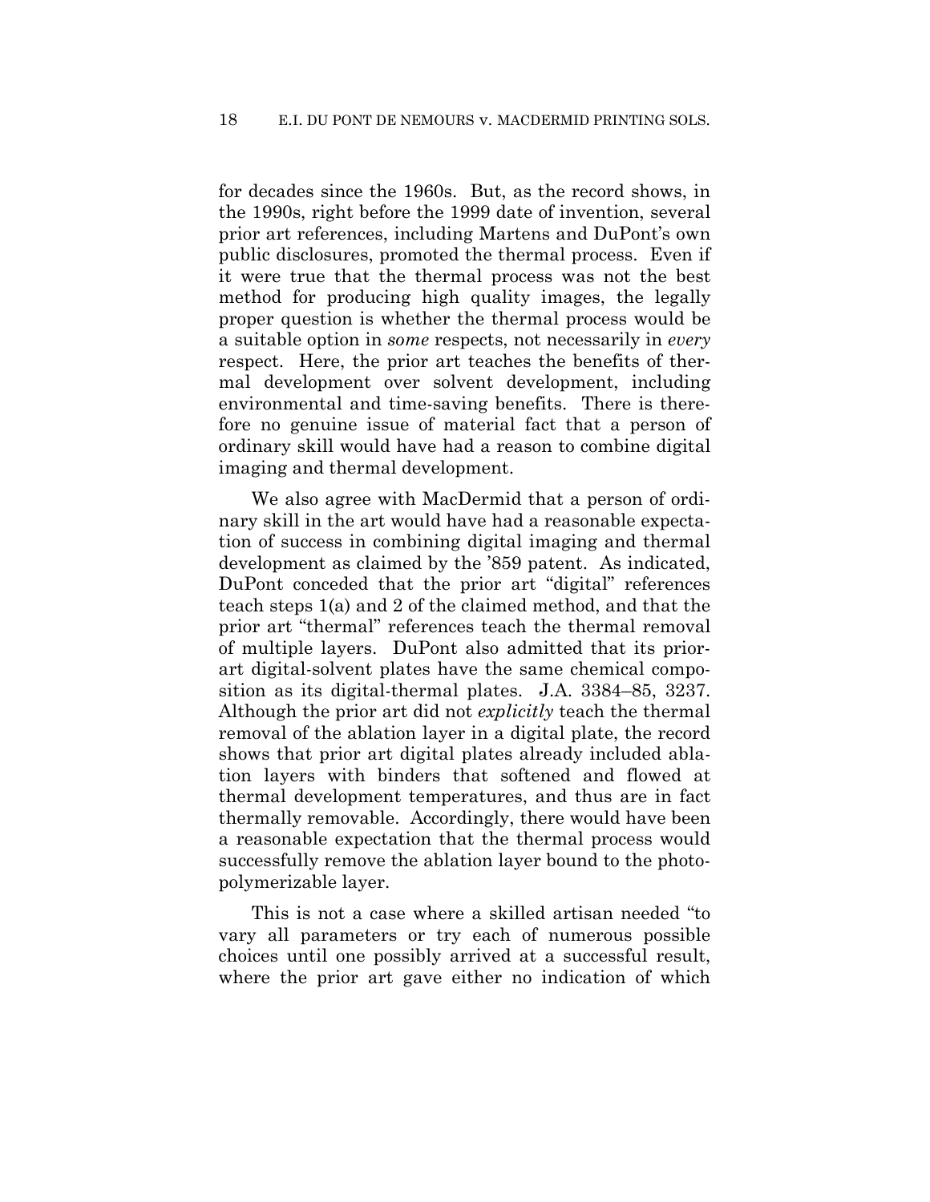for decades since the 1960s. But, as the record shows, in the 1990s, right before the 1999 date of invention, several prior art references, including Martens and DuPont's own public disclosures, promoted the thermal process. Even if it were true that the thermal process was not the best method for producing high quality images, the legally proper question is whether the thermal process would be a suitable option in *some* respects, not necessarily in *every* respect. Here, the prior art teaches the benefits of thermal development over solvent development, including environmental and time-saving benefits. There is therefore no genuine issue of material fact that a person of ordinary skill would have had a reason to combine digital imaging and thermal development.

We also agree with MacDermid that a person of ordinary skill in the art would have had a reasonable expectation of success in combining digital imaging and thermal development as claimed by the '859 patent. As indicated, DuPont conceded that the prior art "digital" references teach steps 1(a) and 2 of the claimed method, and that the prior art "thermal" references teach the thermal removal of multiple layers. DuPont also admitted that its prior-art digital-solvent plates have the same chemical composition as its digital-thermal plates. J.A. 3384–85, 3237. Although the prior art did not *explicitly* teach the thermal removal of the ablation layer in a digital plate, the record shows that prior art digital plates already included ablation layers with binders that softened and flowed at thermal development temperatures, and thus are in fact thermally removable. Accordingly, there would have been a reasonable expectation that the thermal process would successfully remove the ablation layer bound to the photopolymerizable layer.

This is not a case where a skilled artisan needed "to vary all parameters or try each of numerous possible choices until one possibly arrived at a successful result, where the prior art gave either no indication of which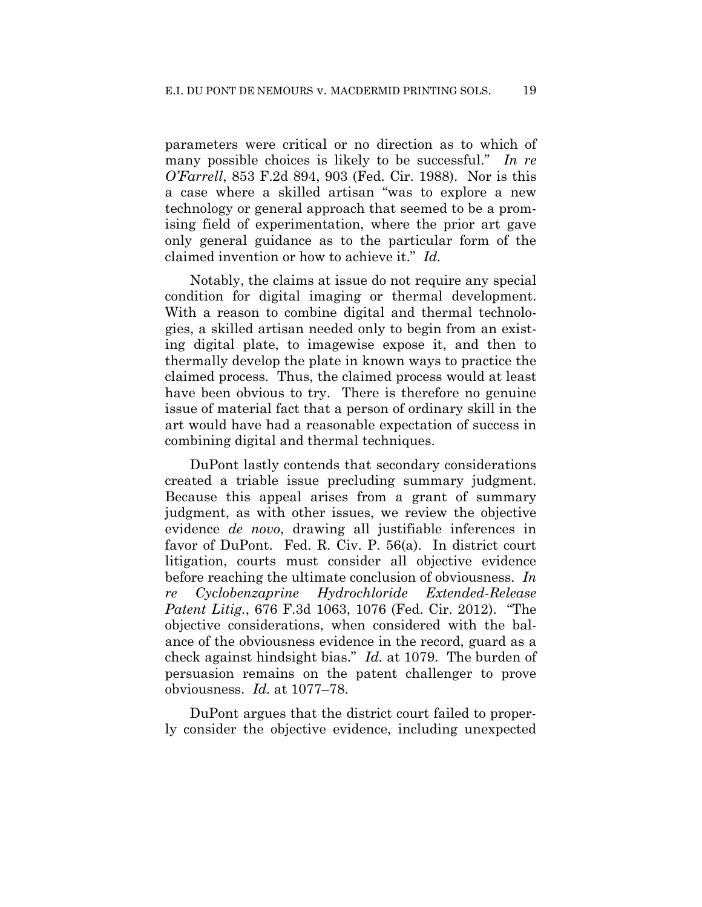parameters were critical or no direction as to which of many possible choices is likely to be successful." *In re O'Farrell*, 853 F.2d 894, 903 (Fed. Cir. 1988). Nor is this a case where a skilled artisan "was to explore a new technology or general approach that seemed to be a promising field of experimentation, where the prior art gave only general guidance as to the particular form of the claimed invention or how to achieve it." *Id.*

Notably, the claims at issue do not require any special condition for digital imaging or thermal development. With a reason to combine digital and thermal technologies, a skilled artisan needed only to begin from an existing digital plate, to imagewise expose it, and then to thermally develop the plate in known ways to practice the claimed process. Thus, the claimed process would at least have been obvious to try. There is therefore no genuine issue of material fact that a person of ordinary skill in the art would have had a reasonable expectation of success in combining digital and thermal techniques.

DuPont lastly contends that secondary considerations created a triable issue precluding summary judgment. Because this appeal arises from a grant of summary judgment, as with other issues, we review the objective evidence *de novo*, drawing all justifiable inferences in favor of DuPont. Fed. R. Civ. P. 56(a). In district court litigation, courts must consider all objective evidence before reaching the ultimate conclusion of obviousness. *In re Cyclobenzaprine Hydrochloride Extended-Release Patent Litig.*, 676 F.3d 1063, 1076 (Fed. Cir. 2012). "The objective considerations, when considered with the balance of the obviousness evidence in the record, guard as a check against hindsight bias." *Id.* at 1079. The burden of persuasion remains on the patent challenger to prove obviousness. *Id.* at 1077–78.

DuPont argues that the district court failed to properly consider the objective evidence, including unexpected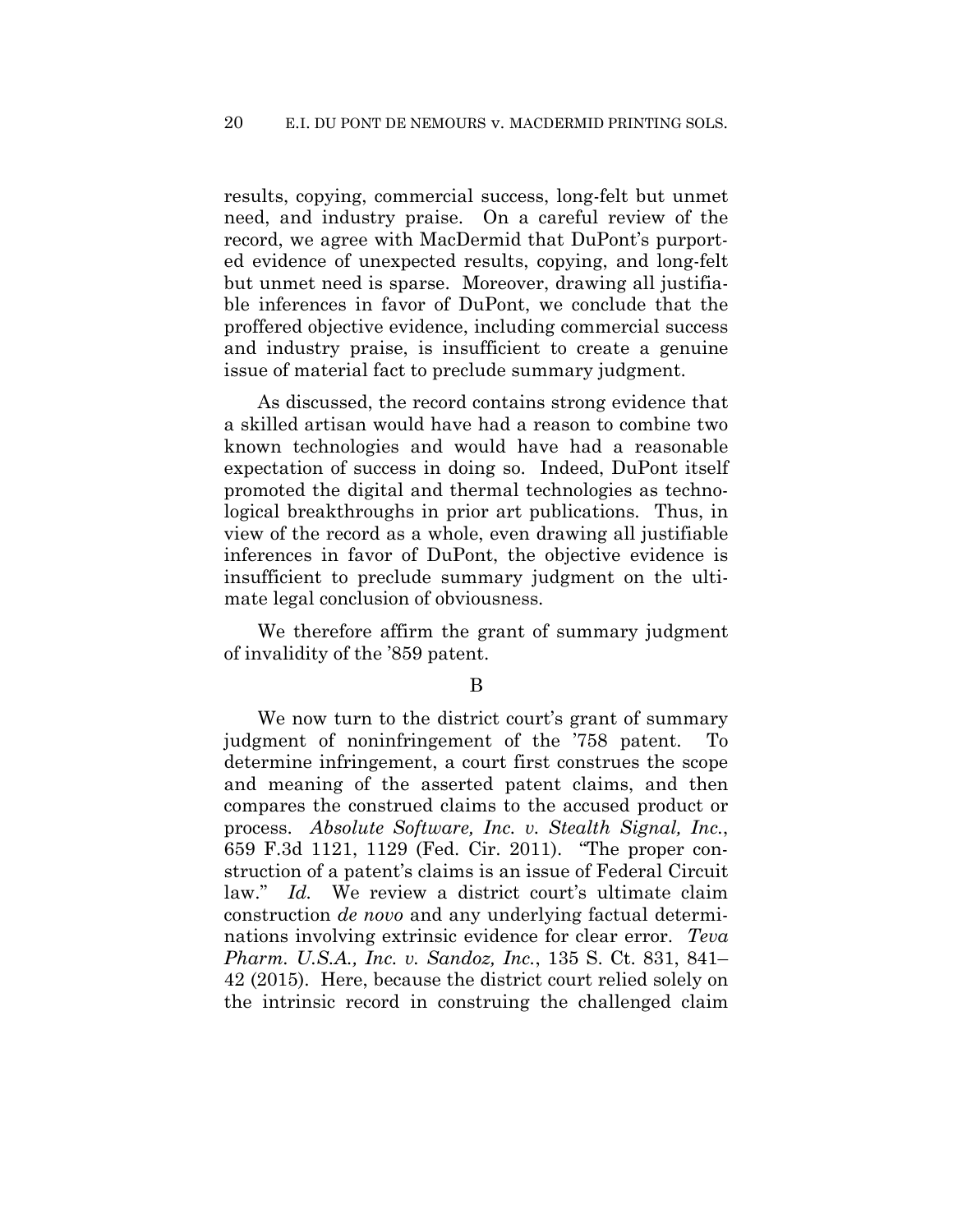results, copying, commercial success, long-felt but unmet need, and industry praise. On a careful review of the record, we agree with MacDermid that DuPont's purported evidence of unexpected results, copying, and long-felt but unmet need is sparse. Moreover, drawing all justifiable inferences in favor of DuPont, we conclude that the proffered objective evidence, including commercial success and industry praise, is insufficient to create a genuine issue of material fact to preclude summary judgment.

As discussed, the record contains strong evidence that a skilled artisan would have had a reason to combine two known technologies and would have had a reasonable expectation of success in doing so. Indeed, DuPont itself promoted the digital and thermal technologies as technological breakthroughs in prior art publications. Thus, in view of the record as a whole, even drawing all justifiable inferences in favor of DuPont, the objective evidence is insufficient to preclude summary judgment on the ultimate legal conclusion of obviousness.

We therefore affirm the grant of summary judgment of invalidity of the '859 patent.

## B

We now turn to the district court's grant of summary judgment of noninfringement of the '758 patent. To determine infringement, a court first construes the scope and meaning of the asserted patent claims, and then compares the construed claims to the accused product or process. *Absolute Software, Inc. v. Stealth Signal, Inc.*, 659 F.3d 1121, 1129 (Fed. Cir. 2011). "The proper construction of a patent's claims is an issue of Federal Circuit law." *Id.* We review a district court's ultimate claim construction *de novo* and any underlying factual determinations involving extrinsic evidence for clear error. *Teva Pharm. U.S.A., Inc. v. Sandoz, Inc.*, 135 S. Ct. 831, 841–42 (2015). Here, because the district court relied solely on the intrinsic record in construing the challenged claim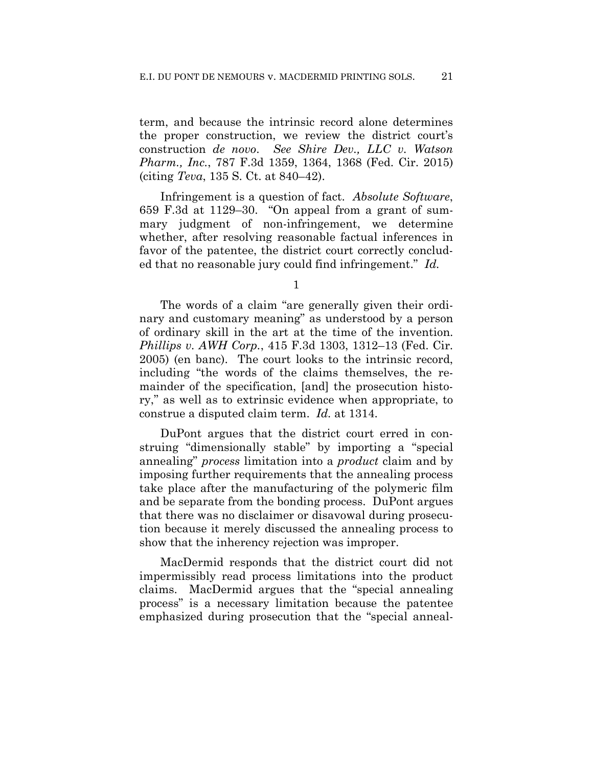term, and because the intrinsic record alone determines the proper construction, we review the district court's construction *de novo*. *See Shire Dev., LLC v. Watson Pharm., Inc.*, 787 F.3d 1359, 1364, 1368 (Fed. Cir. 2015) (citing *Teva*, 135 S. Ct. at 840–42).

Infringement is a question of fact. *Absolute Software*, 659 F.3d at 1129–30. "On appeal from a grant of summary judgment of non-infringement, we determine whether, after resolving reasonable factual inferences in favor of the patentee, the district court correctly concluded that no reasonable jury could find infringement." *Id.*

1

The words of a claim "are generally given their ordinary and customary meaning" as understood by a person of ordinary skill in the art at the time of the invention. *Phillips v. AWH Corp.*, 415 F.3d 1303, 1312–13 (Fed. Cir. 2005) (en banc). The court looks to the intrinsic record, including "the words of the claims themselves, the remainder of the specification, [and] the prosecution history," as well as to extrinsic evidence when appropriate, to construe a disputed claim term. *Id.* at 1314.

DuPont argues that the district court erred in construing "dimensionally stable" by importing a "special annealing" *process* limitation into a *product* claim and by imposing further requirements that the annealing process take place after the manufacturing of the polymeric film and be separate from the bonding process. DuPont argues that there was no disclaimer or disavowal during prosecution because it merely discussed the annealing process to show that the inherency rejection was improper.

MacDermid responds that the district court did not impermissibly read process limitations into the product claims. MacDermid argues that the "special annealing process" is a necessary limitation because the patentee emphasized during prosecution that the "special anneal-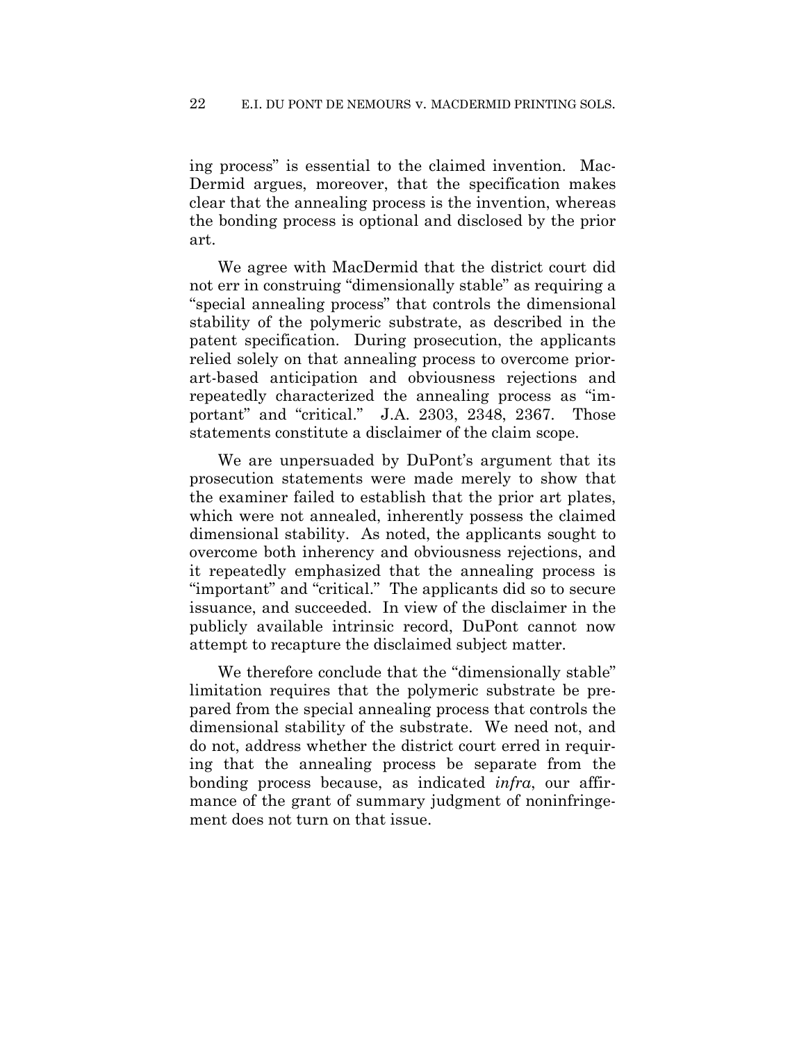ing process" is essential to the claimed invention. MacDermid argues, moreover, that the specification makes clear that the annealing process is the invention, whereas the bonding process is optional and disclosed by the prior art.

We agree with MacDermid that the district court did not err in construing "dimensionally stable" as requiring a "special annealing process" that controls the dimensional stability of the polymeric substrate, as described in the patent specification. During prosecution, the applicants relied solely on that annealing process to overcome prior-art-based anticipation and obviousness rejections and repeatedly characterized the annealing process as "important" and "critical." J.A. 2303, 2348, 2367. Those statements constitute a disclaimer of the claim scope.

We are unpersuaded by DuPont's argument that its prosecution statements were made merely to show that the examiner failed to establish that the prior art plates, which were not annealed, inherently possess the claimed dimensional stability. As noted, the applicants sought to overcome both inherency and obviousness rejections, and it repeatedly emphasized that the annealing process is "important" and "critical." The applicants did so to secure issuance, and succeeded. In view of the disclaimer in the publicly available intrinsic record, DuPont cannot now attempt to recapture the disclaimed subject matter.

We therefore conclude that the "dimensionally stable" limitation requires that the polymeric substrate be prepared from the special annealing process that controls the dimensional stability of the substrate. We need not, and do not, address whether the district court erred in requiring that the annealing process be separate from the bonding process because, as indicated *infra*, our affirmance of the grant of summary judgment of noninfringement does not turn on that issue.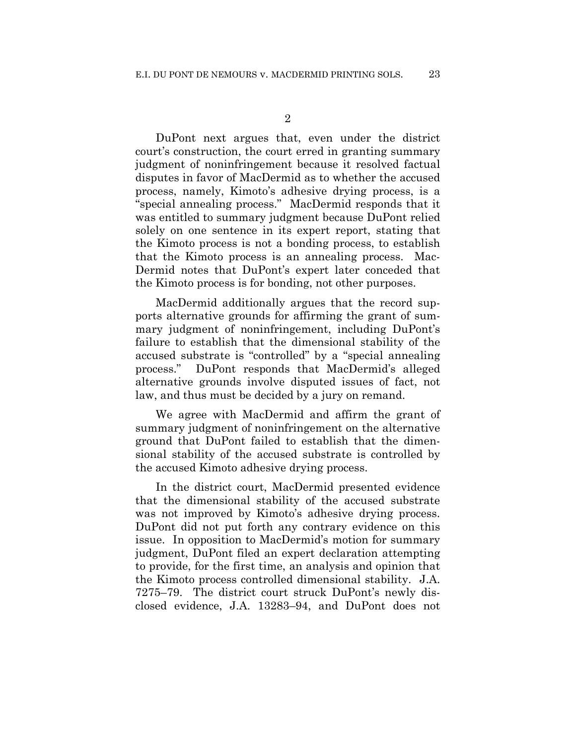2

DuPont next argues that, even under the district court's construction, the court erred in granting summary judgment of noninfringement because it resolved factual disputes in favor of MacDermid as to whether the accused process, namely, Kimoto's adhesive drying process, is a "special annealing process." MacDermid responds that it was entitled to summary judgment because DuPont relied solely on one sentence in its expert report, stating that the Kimoto process is not a bonding process, to establish that the Kimoto process is an annealing process. MacDermid notes that DuPont's expert later conceded that the Kimoto process is for bonding, not other purposes.

MacDermid additionally argues that the record supports alternative grounds for affirming the grant of summary judgment of noninfringement, including DuPont's failure to establish that the dimensional stability of the accused substrate is "controlled" by a "special annealing process." DuPont responds that MacDermid's alleged alternative grounds involve disputed issues of fact, not law, and thus must be decided by a jury on remand.

We agree with MacDermid and affirm the grant of summary judgment of noninfringement on the alternative ground that DuPont failed to establish that the dimensional stability of the accused substrate is controlled by the accused Kimoto adhesive drying process.

In the district court, MacDermid presented evidence that the dimensional stability of the accused substrate was not improved by Kimoto's adhesive drying process. DuPont did not put forth any contrary evidence on this issue. In opposition to MacDermid's motion for summary judgment, DuPont filed an expert declaration attempting to provide, for the first time, an analysis and opinion that the Kimoto process controlled dimensional stability. J.A. 7275–79. The district court struck DuPont's newly disclosed evidence, J.A. 13283–94, and DuPont does not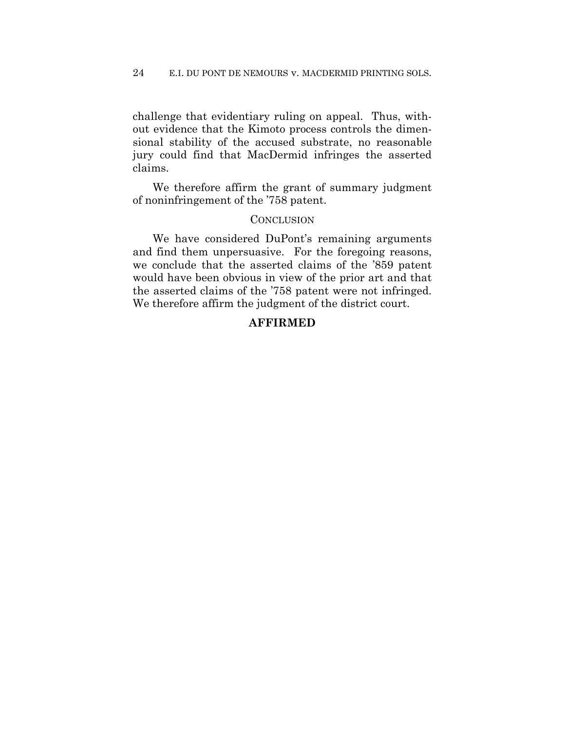challenge that evidentiary ruling on appeal. Thus, without evidence that the Kimoto process controls the dimensional stability of the accused substrate, no reasonable jury could find that MacDermid infringes the asserted claims.

We therefore affirm the grant of summary judgment of noninfringement of the ’758 patent.

## CONCLUSION

We have considered DuPont’s remaining arguments and find them unpersuasive. For the foregoing reasons, we conclude that the asserted claims of the ’859 patent would have been obvious in view of the prior art and that the asserted claims of the ’758 patent were not infringed. We therefore affirm the judgment of the district court.

**AFFIRMED**